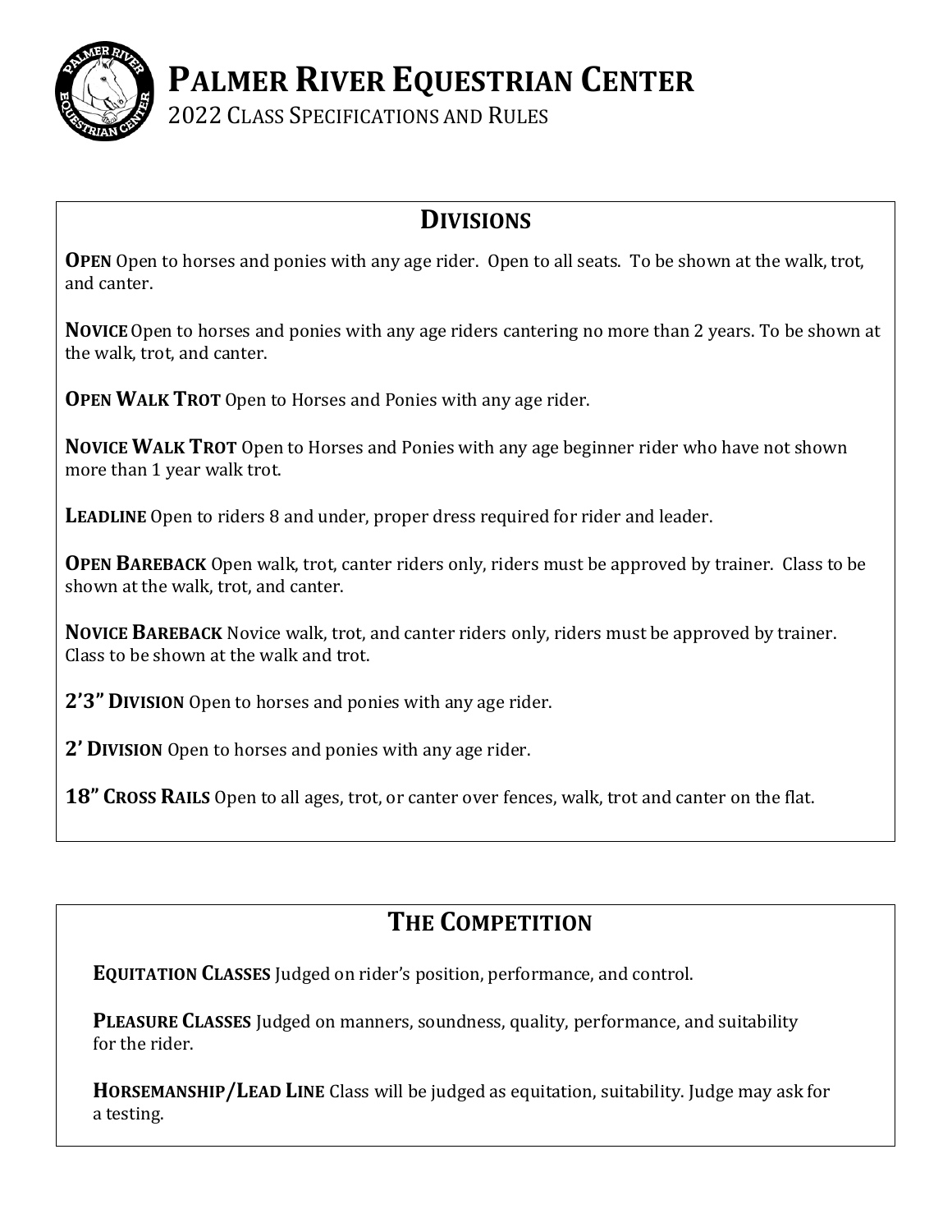# Palmer River Equestrian Center

2022 Class Specifications and Rules

## Divisions

**Open** Open to horses and ponies with any age rider. Open to all seats. To be shown at the walk, trot, and canter.

**Novice** Open to horses and ponies with any age riders cantering no more than 2 years. To be shown at the walk, trot, and canter.

**Open Walk Trot** Open to Horses and Ponies with any age rider.

**Novice Walk Trot** Open to Horses and Ponies with any age beginner rider who have not shown more than 1 year walk trot.

**Leadline** Open to riders 8 and under, proper dress required for rider and leader.

**Open Bareback** Open walk, trot, canter riders only, riders must be approved by trainer. Class to be shown at the walk, trot, and canter.

**Novice Bareback** Novice walk, trot, and canter riders only, riders must be approved by trainer. Class to be shown at the walk and trot.

**2'3" Division** Open to horses and ponies with any age rider.

**2' Division** Open to horses and ponies with any age rider.

**18" Cross Rails** Open to all ages, trot, or canter over fences, walk, trot and canter on the flat.

## The Competition

**Equitation Classes** Judged on rider's position, performance, and control.

**Pleasure Classes** Judged on manners, soundness, quality, performance, and suitability for the rider.

**Horsemanship/Lead Line** Class will be judged as equitation, suitability. Judge may ask for a testing.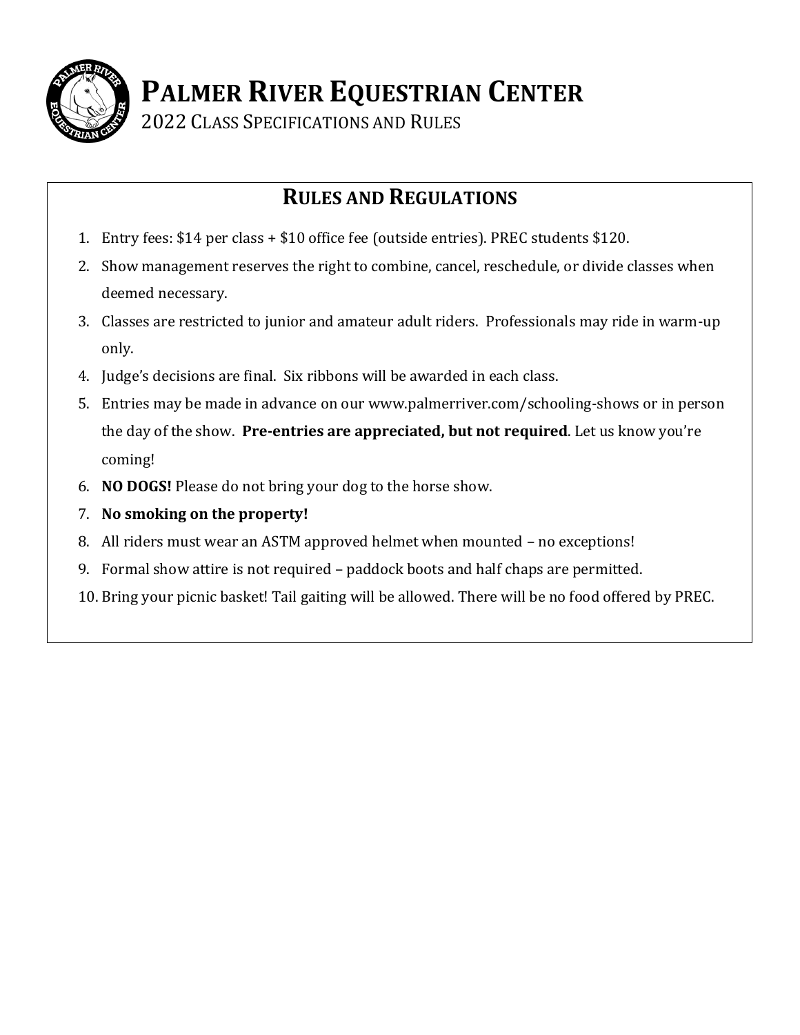# Palmer River Equestrian Center

2022 Class Specifications and Rules

## Rules and Regulations

1. Entry fees: $14 per class + $10 office fee (outside entries). PREC students $120.
2. Show management reserves the right to combine, cancel, reschedule, or divide classes when deemed necessary.
3. Classes are restricted to junior and amateur adult riders. Professionals may ride in warm-up only.
4. Judge's decisions are final. Six ribbons will be awarded in each class.
5. Entries may be made in advance on our www.palmerriver.com/schooling-shows or in person the day of the show. **Pre-entries are appreciated, but not required**. Let us know you're coming!
6. **NO DOGS!** Please do not bring your dog to the horse show.
7. **No smoking on the property!**
8. All riders must wear an ASTM approved helmet when mounted – no exceptions!
9. Formal show attire is not required – paddock boots and half chaps are permitted.
10. Bring your picnic basket! Tail gaiting will be allowed. There will be no food offered by PREC.